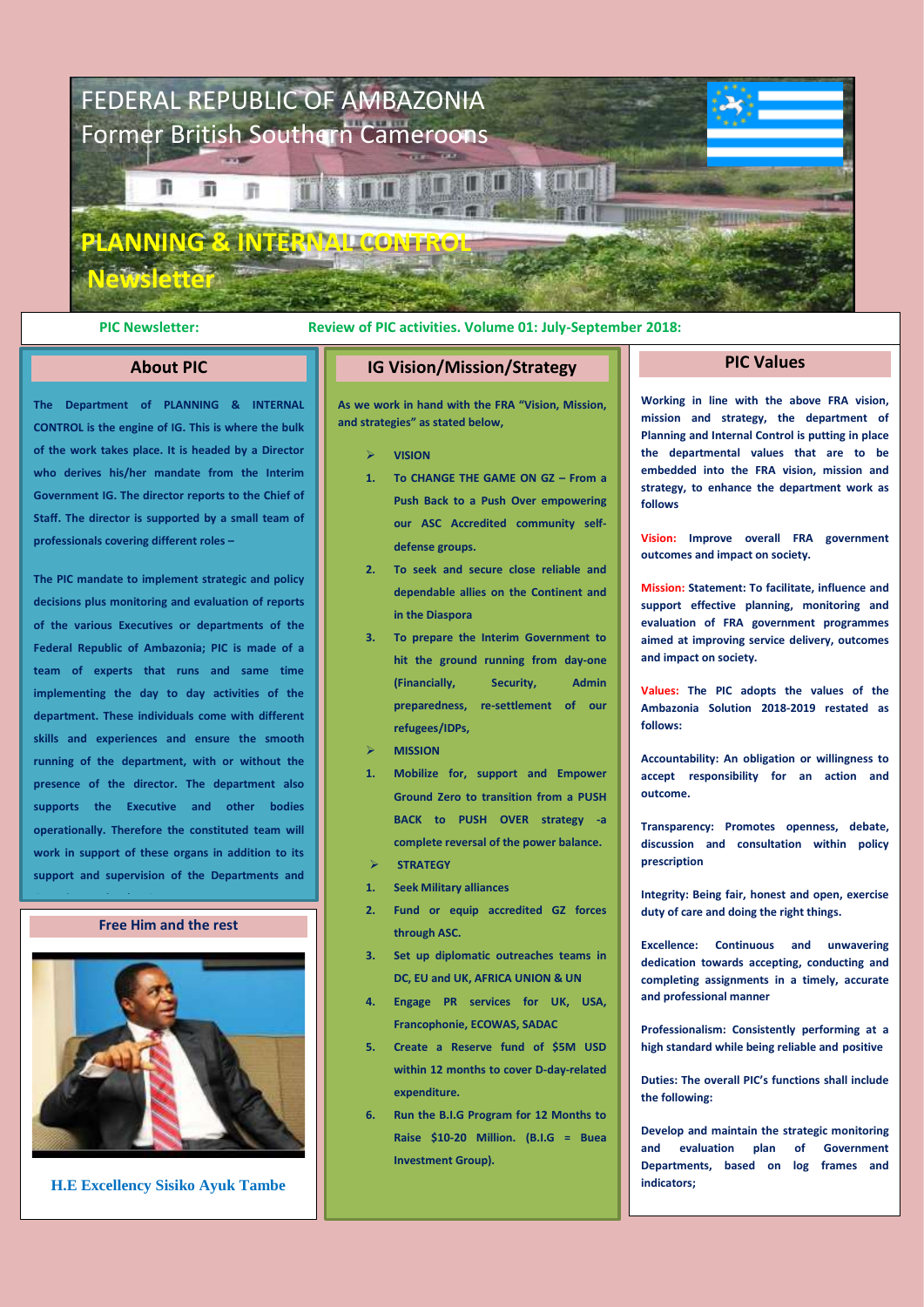# FEDERAL REPUBLIC OF AMBAZONIA
## Former British Southern Cameroons

# PLANNING & INTERNAL CONTROL Newsletter

**PIC Newsletter:** **Review of PIC activities. Volume 01: July-September 2018:**

## About PIC

**The Department of PLANNING & INTERNAL CONTROL is the engine of IG. This is where the bulk of the work takes place. It is headed by a Director who derives his/her mandate from the Interim Government IG. The director reports to the Chief of Staff. The director is supported by a small team of professionals covering different roles –**

**The PIC mandate to implement strategic and policy decisions plus monitoring and evaluation of reports of the various Executives or departments of the Federal Republic of Ambazonia; PIC is made of a team of experts that runs and same time implementing the day to day activities of the department. These individuals come with different skills and experiences and ensure the smooth running of the department, with or without the presence of the director. The department also supports the Executive and other bodies operationally. Therefore the constituted team will work in support of these organs in addition to its support and supervision of the Departments and**

### Free Him and the rest

**H.E Excellency Sisiko Ayuk Tambe**

## IG Vision/Mission/Strategy

**As we work in hand with the FRA "Vision, Mission, and strategies" as stated below,**

- **VISION**

1. **To CHANGE THE GAME ON GZ – From a Push Back to a Push Over empowering our ASC Accredited community self-defense groups.**
2. **To seek and secure close reliable and dependable allies on the Continent and in the Diaspora**
3. **To prepare the Interim Government to hit the ground running from day-one (Financially, Security, Admin preparedness, re-settlement of our refugees/IDPs,**

- **MISSION**

1. **Mobilize for, support and Empower Ground Zero to transition from a PUSH BACK to PUSH OVER strategy -a complete reversal of the power balance.**

- **STRATEGY**

1. **Seek Military alliances**
2. **Fund or equip accredited GZ forces through ASC.**
3. **Set up diplomatic outreaches teams in DC, EU and UK, AFRICA UNION & UN**
4. **Engage PR services for UK, USA, Francophonie, ECOWAS, SADAC**
5. **Create a Reserve fund of $5M USD within 12 months to cover D-day-related expenditure.**
6. **Run the B.I.G Program for 12 Months to Raise $10-20 Million. (B.I.G = Buea Investment Group).**

## PIC Values

**Working in line with the above FRA vision, mission and strategy, the department of Planning and Internal Control is putting in place the departmental values that are to be embedded into the FRA vision, mission and strategy, to enhance the department work as follows**

**Vision: Improve overall FRA government outcomes and impact on society.**

**Mission: Statement: To facilitate, influence and support effective planning, monitoring and evaluation of FRA government programmes aimed at improving service delivery, outcomes and impact on society.**

**Values: The PIC adopts the values of the Ambazonia Solution 2018-2019 restated as follows:**

**Accountability: An obligation or willingness to accept responsibility for an action and outcome.**

**Transparency: Promotes openness, debate, discussion and consultation within policy prescription**

**Integrity: Being fair, honest and open, exercise duty of care and doing the right things.**

**Excellence: Continuous and unwavering dedication towards accepting, conducting and completing assignments in a timely, accurate and professional manner**

**Professionalism: Consistently performing at a high standard while being reliable and positive**

**Duties: The overall PIC's functions shall include the following:**

**Develop and maintain the strategic monitoring and evaluation plan of Government Departments, based on log frames and indicators;**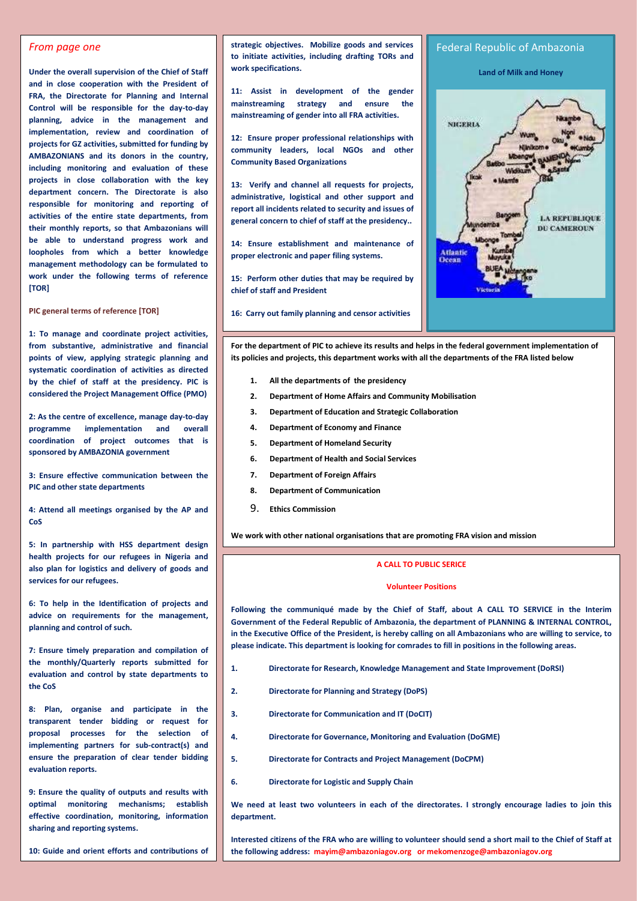*From page one*

**Under the overall supervision of the Chief of Staff and in close cooperation with the President of FRA, the Directorate for Planning and Internal Control will be responsible for the day-to-day planning, advice in the management and implementation, review and coordination of projects for GZ activities, submitted for funding by AMBAZONIANS and its donors in the country, including monitoring and evaluation of these projects in close collaboration with the key department concern. The Directorate is also responsible for monitoring and reporting of activities of the entire state departments, from their monthly reports, so that Ambazonians will be able to understand progress work and loopholes from which a better knowledge management methodology can be formulated to work under the following terms of reference [TOR]**

**PIC general terms of reference [TOR]**

**1: To manage and coordinate project activities, from substantive, administrative and financial points of view, applying strategic planning and systematic coordination of activities as directed by the chief of staff at the presidency. PIC is considered the Project Management Office (PMO)**

**2: As the centre of excellence, manage day-to-day programme implementation and overall coordination of project outcomes that is sponsored by AMBAZONIA government**

**3: Ensure effective communication between the PIC and other state departments**

**4: Attend all meetings organised by the AP and CoS**

**5: In partnership with HSS department design health projects for our refugees in Nigeria and also plan for logistics and delivery of goods and services for our refugees.**

**6: To help in the Identification of projects and advice on requirements for the management, planning and control of such.**

**7: Ensure timely preparation and compilation of the monthly/Quarterly reports submitted for evaluation and control by state departments to the CoS**

**8: Plan, organise and participate in the transparent tender bidding or request for proposal processes for the selection of implementing partners for sub-contract(s) and ensure the preparation of clear tender bidding evaluation reports.**

**9: Ensure the quality of outputs and results with optimal monitoring mechanisms; establish effective coordination, monitoring, information sharing and reporting systems.**

**10: Guide and orient efforts and contributions of strategic objectives. Mobilize goods and services to initiate activities, including drafting TORs and work specifications.**

**11: Assist in development of the gender mainstreaming strategy and ensure the mainstreaming of gender into all FRA activities.**

**12: Ensure proper professional relationships with community leaders, local NGOs and other Community Based Organizations**

**13: Verify and channel all requests for projects, administrative, logistical and other support and report all incidents related to security and issues of general concern to chief of staff at the presidency..**

**14: Ensure establishment and maintenance of proper electronic and paper filing systems.**

**15: Perform other duties that may be required by chief of staff and President**

**16: Carry out family planning and censor activities**

## Federal Republic of Ambazonia

**Land of Milk and Honey**

NIGERIA

Nkambe, Wum, Oku, Noni, Ndu, Njinikom, Kumbo, Mbengwi, BAMENDA, Batibo, Widikum, Ndop, Santa, Ikok, Mamfe, Bali, Bangem, Mundemba, LA REPUBLIQUE DU CAMEROUN, Tombel, Mbonge, Kumba, Atlantic Ocean, Muyuka, BUEA, Mutengene, Tiko, Victoria

**For the department of PIC to achieve its results and helps in the federal government implementation of its policies and projects, this department works with all the departments of the FRA listed below**

1. **All the departments of the presidency**
2. **Department of Home Affairs and Community Mobilisation**
3. **Department of Education and Strategic Collaboration**
4. **Department of Economy and Finance**
5. **Department of Homeland Security**
6. **Department of Health and Social Services**
7. **Department of Foreign Affairs**
8. **Department of Communication**
9. **Ethics Commission**

**We work with other national organisations that are promoting FRA vision and mission**

**A CALL TO PUBLIC SERICE**

**Volunteer Positions**

**Following the communiqué made by the Chief of Staff, about A CALL TO SERVICE in the Interim Government of the Federal Republic of Ambazonia, the department of PLANNING & INTERNAL CONTROL, in the Executive Office of the President, is hereby calling on all Ambazonians who are willing to service, to please indicate. This department is looking for comrades to fill in positions in the following areas.**

1. **Directorate for Research, Knowledge Management and State Improvement (DoRSI)**
2. **Directorate for Planning and Strategy (DoPS)**
3. **Directorate for Communication and IT (DoCIT)**
4. **Directorate for Governance, Monitoring and Evaluation (DoGME)**
5. **Directorate for Contracts and Project Management (DoCPM)**
6. **Directorate for Logistic and Supply Chain**

**We need at least two volunteers in each of the directorates. I strongly encourage ladies to join this department.**

**Interested citizens of the FRA who are willing to volunteer should send a short mail to the Chief of Staff at the following address: mayim@ambazoniagov.org or mekomenzoge@ambazoniagov.org**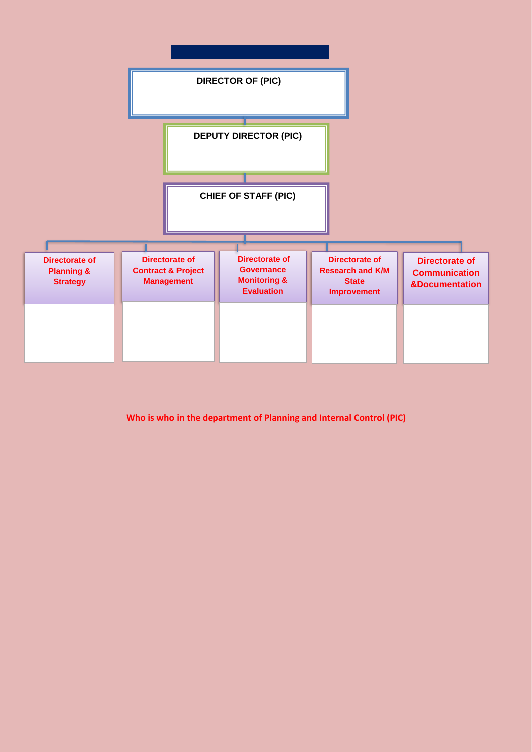**DIRECTOR OF (PIC)**

**DEPUTY DIRECTOR (PIC)**

**CHIEF OF STAFF (PIC)**

- **Directorate of Planning & Strategy**
- **Directorate of Contract & Project Management**
- **Directorate of Governance Monitoring & Evaluation**
- **Directorate of Research and K/M State Improvement**
- **Directorate of Communication &Documentation**

**Who is who in the department of Planning and Internal Control (PIC)**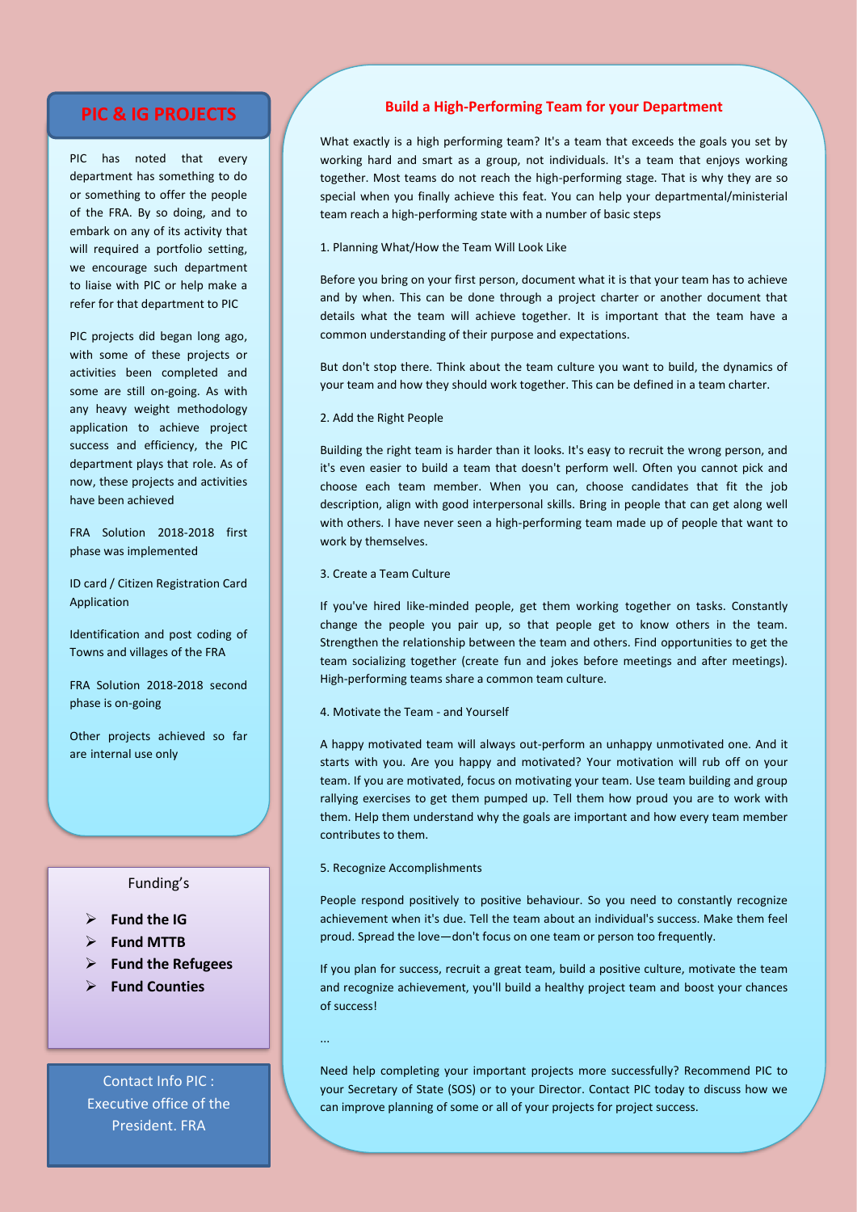## PIC & IG PROJECTS

PIC has noted that every department has something to do or something to offer the people of the FRA. By so doing, and to embark on any of its activity that will required a portfolio setting, we encourage such department to liaise with PIC or help make a refer for that department to PIC

PIC projects did began long ago, with some of these projects or activities been completed and some are still on-going. As with any heavy weight methodology application to achieve project success and efficiency, the PIC department plays that role. As of now, these projects and activities have been achieved

FRA Solution 2018-2018 first phase was implemented

ID card / Citizen Registration Card Application

Identification and post coding of Towns and villages of the FRA

FRA Solution 2018-2018 second phase is on-going

Other projects achieved so far are internal use only

Funding's

- **Fund the IG**
- **Fund MTTB**
- **Fund the Refugees**
- **Fund Counties**

Contact Info PIC : Executive office of the President. FRA

## Build a High-Performing Team for your Department

What exactly is a high performing team? It's a team that exceeds the goals you set by working hard and smart as a group, not individuals. It's a team that enjoys working together. Most teams do not reach the high-performing stage. That is why they are so special when you finally achieve this feat. You can help your departmental/ministerial team reach a high-performing state with a number of basic steps

1. Planning What/How the Team Will Look Like

Before you bring on your first person, document what it is that your team has to achieve and by when. This can be done through a project charter or another document that details what the team will achieve together. It is important that the team have a common understanding of their purpose and expectations.

But don't stop there. Think about the team culture you want to build, the dynamics of your team and how they should work together. This can be defined in a team charter.

2. Add the Right People

Building the right team is harder than it looks. It's easy to recruit the wrong person, and it's even easier to build a team that doesn't perform well. Often you cannot pick and choose each team member. When you can, choose candidates that fit the job description, align with good interpersonal skills. Bring in people that can get along well with others. I have never seen a high-performing team made up of people that want to work by themselves.

3. Create a Team Culture

If you've hired like-minded people, get them working together on tasks. Constantly change the people you pair up, so that people get to know others in the team. Strengthen the relationship between the team and others. Find opportunities to get the team socializing together (create fun and jokes before meetings and after meetings). High-performing teams share a common team culture.

4. Motivate the Team - and Yourself

A happy motivated team will always out-perform an unhappy unmotivated one. And it starts with you. Are you happy and motivated? Your motivation will rub off on your team. If you are motivated, focus on motivating your team. Use team building and group rallying exercises to get them pumped up. Tell them how proud you are to work with them. Help them understand why the goals are important and how every team member contributes to them.

5. Recognize Accomplishments

People respond positively to positive behaviour. So you need to constantly recognize achievement when it's due. Tell the team about an individual's success. Make them feel proud. Spread the love—don't focus on one team or person too frequently.

If you plan for success, recruit a great team, build a positive culture, motivate the team and recognize achievement, you'll build a healthy project team and boost your chances of success!

...

Need help completing your important projects more successfully? Recommend PIC to your Secretary of State (SOS) or to your Director. Contact PIC today to discuss how we can improve planning of some or all of your projects for project success.